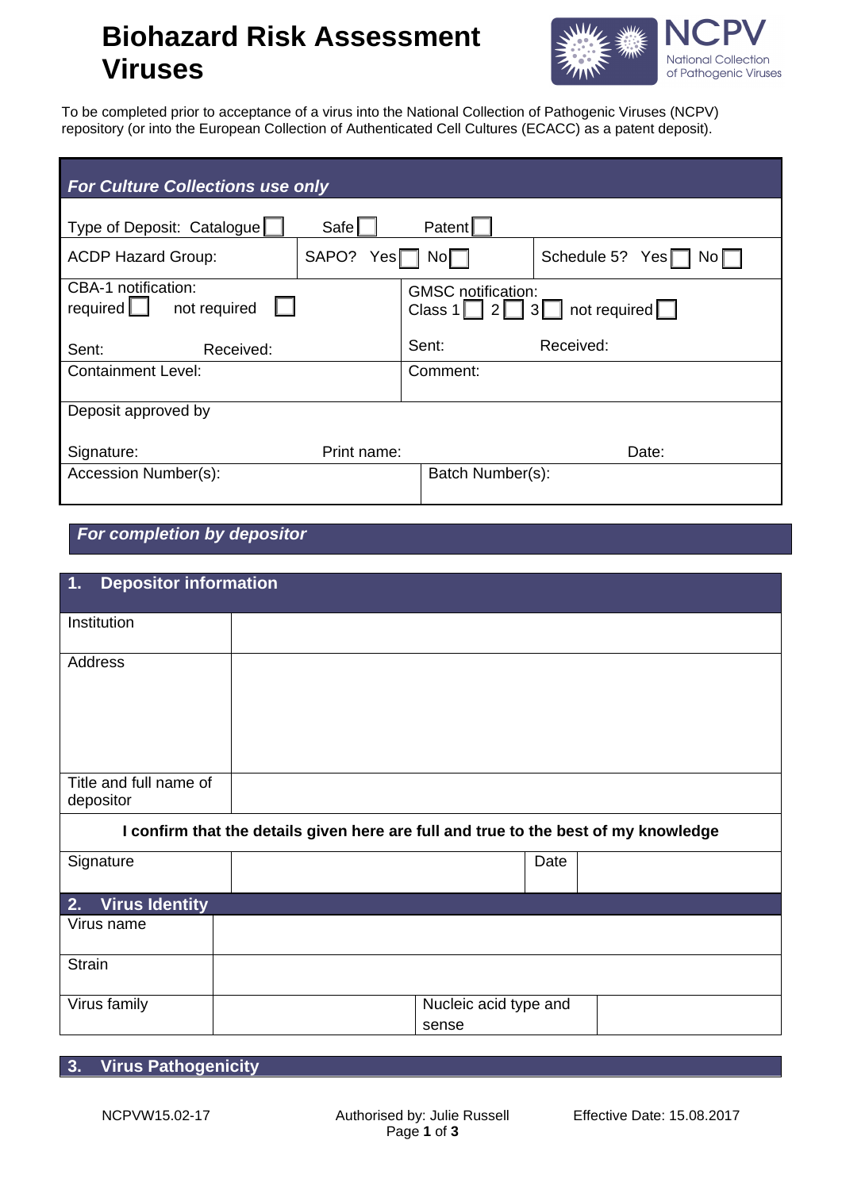# Biohazard Risk Assessment Viruses

NCPV National Collection of Pathogenic Viruses

To be completed prior to acceptance of a virus into the National Collection of Pathogenic Viruses (NCPV) repository (or into the European Collection of Authenticated Cell Cultures (ECACC) as a patent deposit).

| ***For Culture Collections use only*** | | |
|---|---|---|
| Type of Deposit: Catalogue ☐ Safe ☐ Patent ☐ | | |
| ACDP Hazard Group: | SAPO? Yes ☐ No ☐ | Schedule 5? Yes ☐ No ☐ |
| CBA-1 notification: required ☐ not required ☐<br><br>Sent: Received: | GMSC notification: Class 1 ☐ 2 ☐ 3 ☐ not required ☐<br><br>Sent: Received: | |
| Containment Level: | Comment: | |
| Deposit approved by<br><br>Signature: Print name: Date: | | |
| Accession Number(s): | Batch Number(s): | |

## *For completion by depositor*

| **1. Depositor information** | | | |
|---|---|---|---|
| Institution | | | |
| Address | | | |
| Title and full name of depositor | | | |
| **I confirm that the details given here are full and true to the best of my knowledge** | | | |
| Signature | | Date | |

| **2. Virus Identity** | | | |
|---|---|---|---|
| Virus name | | | |
| Strain | | | |
| Virus family | | Nucleic acid type and sense | |

## 3. Virus Pathogenicity

NCPVW15.02-17 | Authorised by: Julie Russell | Effective Date: 15.08.2017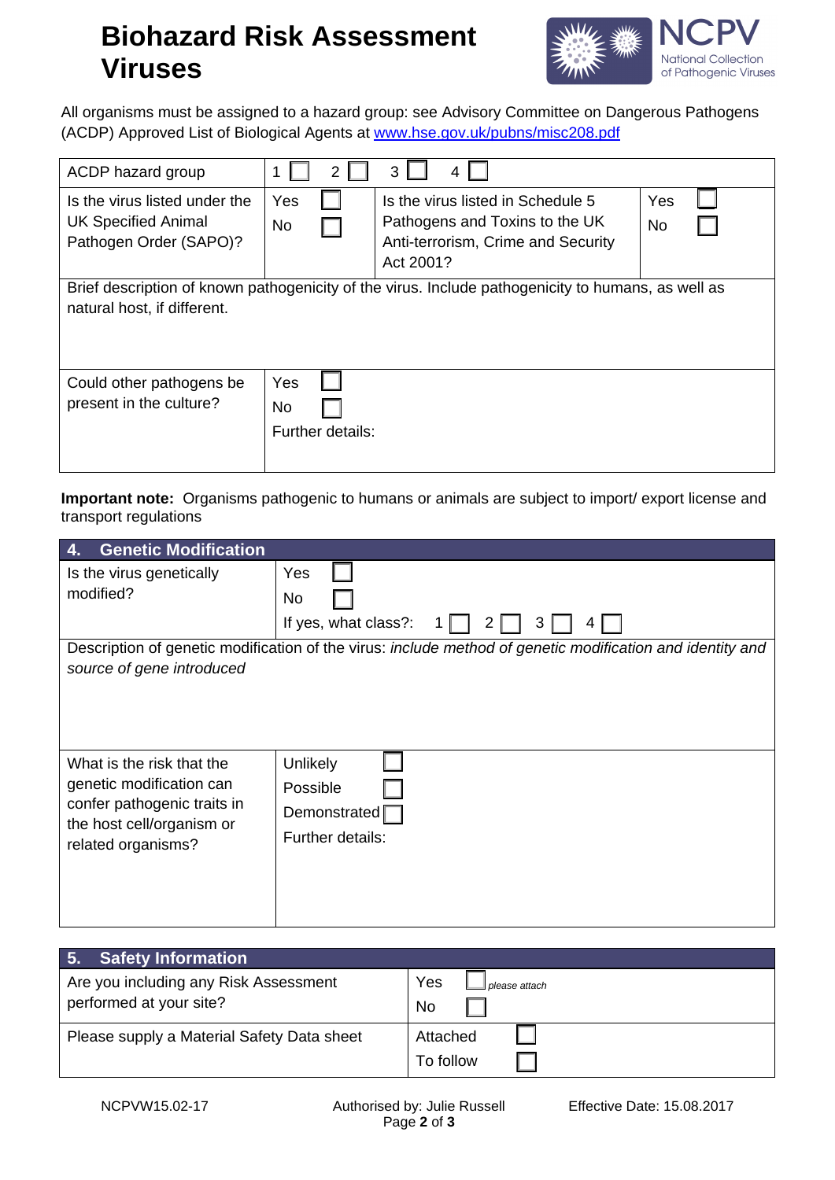# Biohazard Risk Assessment Viruses

All organisms must be assigned to a hazard group: see Advisory Committee on Dangerous Pathogens (ACDP) Approved List of Biological Agents at www.hse.gov.uk/pubns/misc208.pdf

| ACDP hazard group | 1 ☐ 2 ☐ 3 ☐ 4 ☐ | | |
|---|---|---|---|
| Is the virus listed under the UK Specified Animal Pathogen Order (SAPO)? | Yes ☐<br>No ☐ | Is the virus listed in Schedule 5 Pathogens and Toxins to the UK Anti-terrorism, Crime and Security Act 2001? | Yes ☐<br>No ☐ |
| Brief description of known pathogenicity of the virus. Include pathogenicity to humans, as well as natural host, if different. | | | |
| Could other pathogens be present in the culture? | Yes ☐<br>No ☐<br>Further details: | | |

**Important note:** Organisms pathogenic to humans or animals are subject to import/ export license and transport regulations

## 4. Genetic Modification

| Is the virus genetically modified? | Yes ☐<br>No ☐<br>If yes, what class?: 1 ☐ 2 ☐ 3 ☐ 4 ☐ |
|---|---|
| Description of genetic modification of the virus: *include method of genetic modification and identity and source of gene introduced* | |
| What is the risk that the genetic modification can confer pathogenic traits in the host cell/organism or related organisms? | Unlikely ☐<br>Possible ☐<br>Demonstrated ☐<br>Further details: |

## 5. Safety Information

| Are you including any Risk Assessment performed at your site? | Yes ☐ *please attach*<br>No ☐ |
|---|---|
| Please supply a Material Safety Data sheet | Attached ☐<br>To follow ☐ |

NCPVW15.02-17 | Authorised by: Julie Russell | Effective Date: 15.08.2017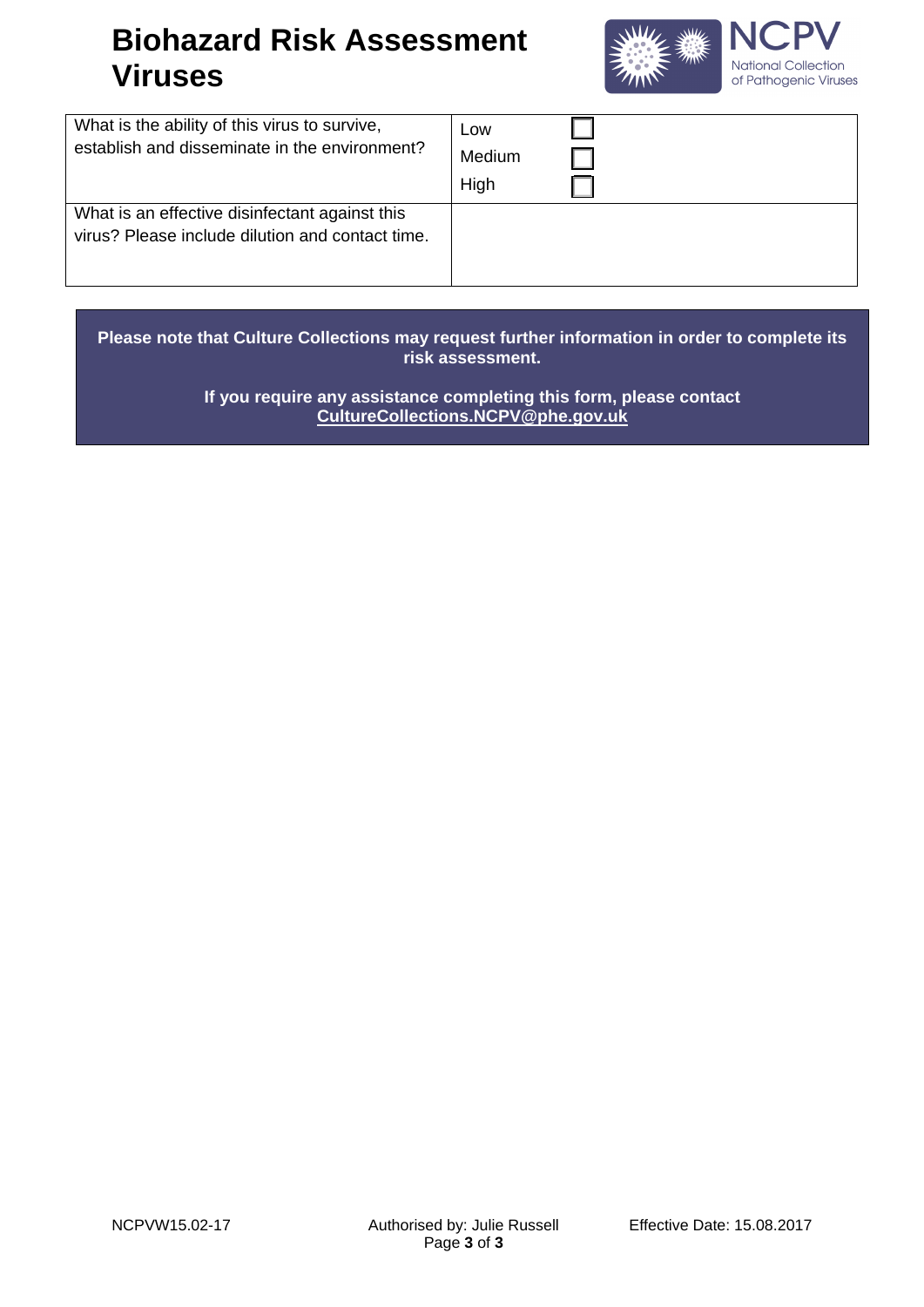| | |
|---|---|
| What is the ability of this virus to survive, establish and disseminate in the environment? | Low ☐<br>Medium ☐<br>High ☐ |
| What is an effective disinfectant against this virus? Please include dilution and contact time. | |

**Please note that Culture Collections may request further information in order to complete its risk assessment.**

**If you require any assistance completing this form, please contact CultureCollections.NCPV@phe.gov.uk**